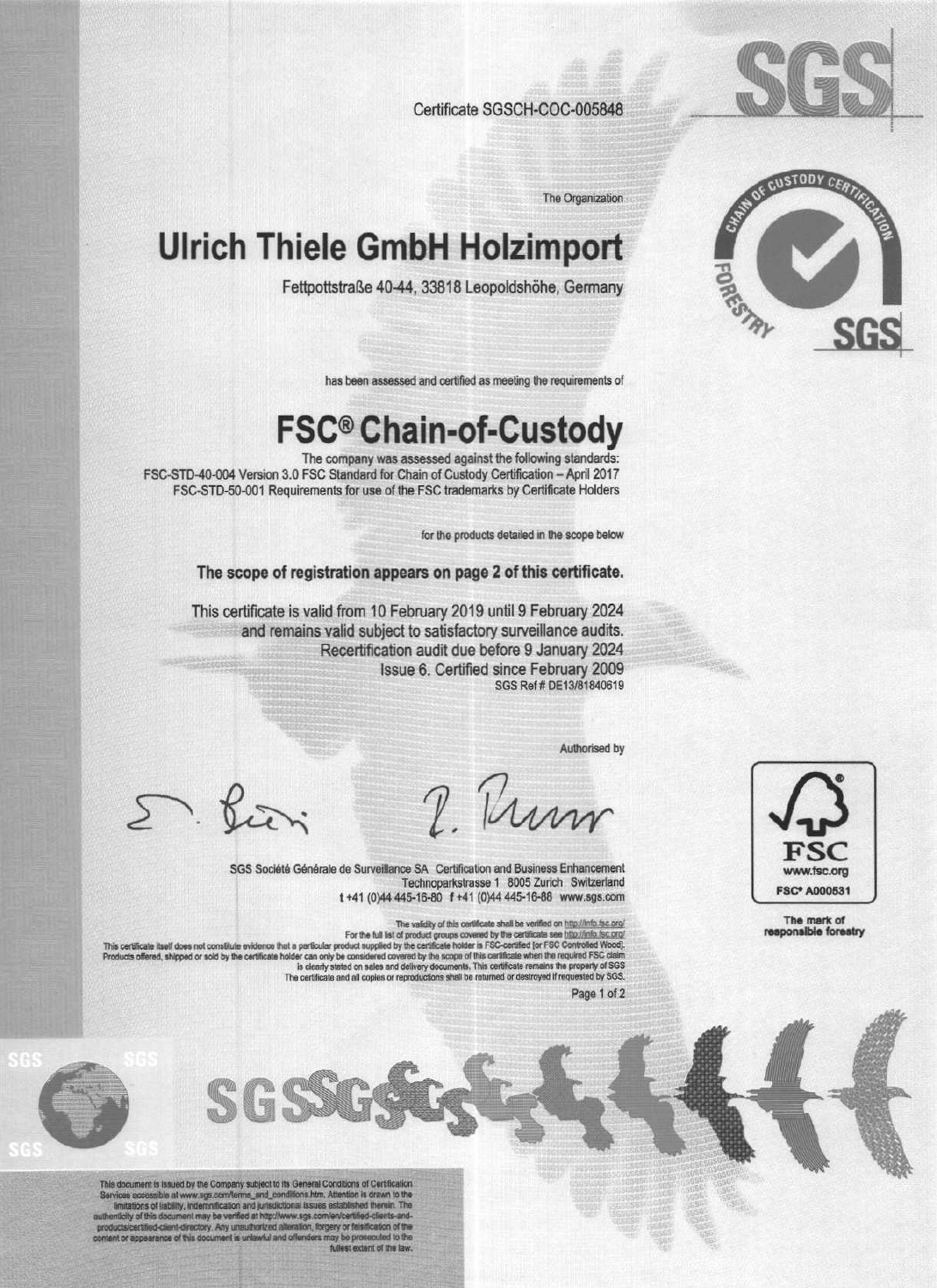Certificate SGSCH-COC-005848

The Organization

# Ulrich Thiele GmbH Holzimport

Fettpottstraße 40-44, 33818 Leopoldshöhe, Germany

has been assessed and certified as meeting the requirements of

# FSC® Chain-of-Custody

The company was assessed against the following standards:
FSC-STD-40-004 Version 3.0 FSC Standard for Chain of Custody Certification – April 2017
FSC-STD-50-001 Requirements for use of the FSC trademarks by Certificate Holders

for the products detailed in the scope below

**The scope of registration appears on page 2 of this certificate.**

This certificate is valid from 10 February 2019 until 9 February 2024
and remains valid subject to satisfactory surveillance audits.
Recertification audit due before 9 January 2024
Issue 6. Certified since February 2009
SGS Ref # DE13/81840619

Authorised by

SGS Société Générale de Surveillance SA Certification and Business Enhancement
Technoparkstrasse 1 8005 Zurich Switzerland
t +41 (0)44 445-16-80 f +41 (0)44 445-16-88 www.sgs.com

FSC
www.fsc.org
FSC® A000531

The mark of responsible forestry

The validity of this certificate shall be verified on http://info.fsc.org/
For the full list of product groups covered by the certificate see http://info.fsc.org/
This certificate itself does not constitute evidence that a particular product supplied by the certificate holder is FSC-certified [or FSC Controlled Wood].
Products offered, shipped or sold by the certificate holder can only be considered covered by the scope of this certificate when the required FSC claim is clearly stated on sales and delivery documents. This certificate remains the property of SGS
The certificate and all copies or reproductions shall be returned or destroyed if requested by SGS.

This document is issued by the Company subject to its General Conditions of Certification Services accessible at www.sgs.com/terms_and_conditions.htm. Attention is drawn to the limitations of liability, indemnification and jurisdictional issues established therein. The authenticity of this document may be verified at http://www.sgs.com/en/certified-clients-and-products/certified-client-directory. Any unauthorized alteration, forgery or falsification of the content or appearance of this document is unlawful and offenders may be prosecuted to the fullest extent of the law.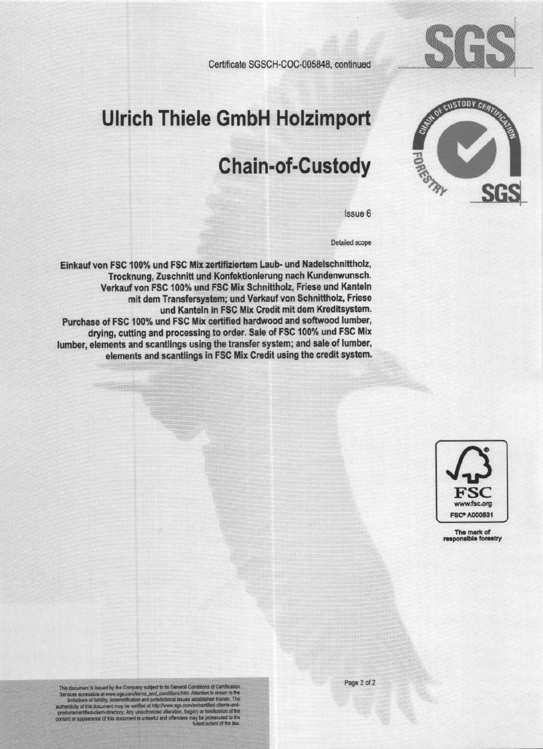Certificate SGSCH-COC-005848, continued

# Ulrich Thiele GmbH Holzimport

## Chain-of-Custody

Issue 6

Detailed scope

**Einkauf von FSC 100% und FSC Mix zertifiziertem Laub- und Nadelschnittholz, Trocknung, Zuschnitt und Konfektionierung nach Kundenwunsch. Verkauf von FSC 100% und FSC Mix Schnittholz, Friese und Kanteln mit dem Transfersystem; und Verkauf von Schnittholz, Friese und Kanteln in FSC Mix Credit mit dem Kreditsystem.**
**Purchase of FSC 100% und FSC Mix certified hardwood and softwood lumber, drying, cutting and processing to order. Sale of FSC 100% und FSC Mix lumber, elements and scantlings using the transfer system; and sale of lumber, elements and scantlings in FSC Mix Credit using the credit system.**

FSC
www.fsc.org
FSC® A000531

The mark of responsible forestry

This document is issued by the Company subject to its General Conditions of Certification Services accessible at www.sgs.com/terms_and_conditions.htm. Attention is drawn to the limitations of liability, indemnification and jurisdictional issues established therein. The authenticity of this document may be verified at http://www.sgs.com/en/certified-clients-and-products/certified-client-directory. Any unauthorized alteration, forgery or falsification of the content or appearance of this document is unlawful and offenders may be prosecuted to the fullest extent of the law.